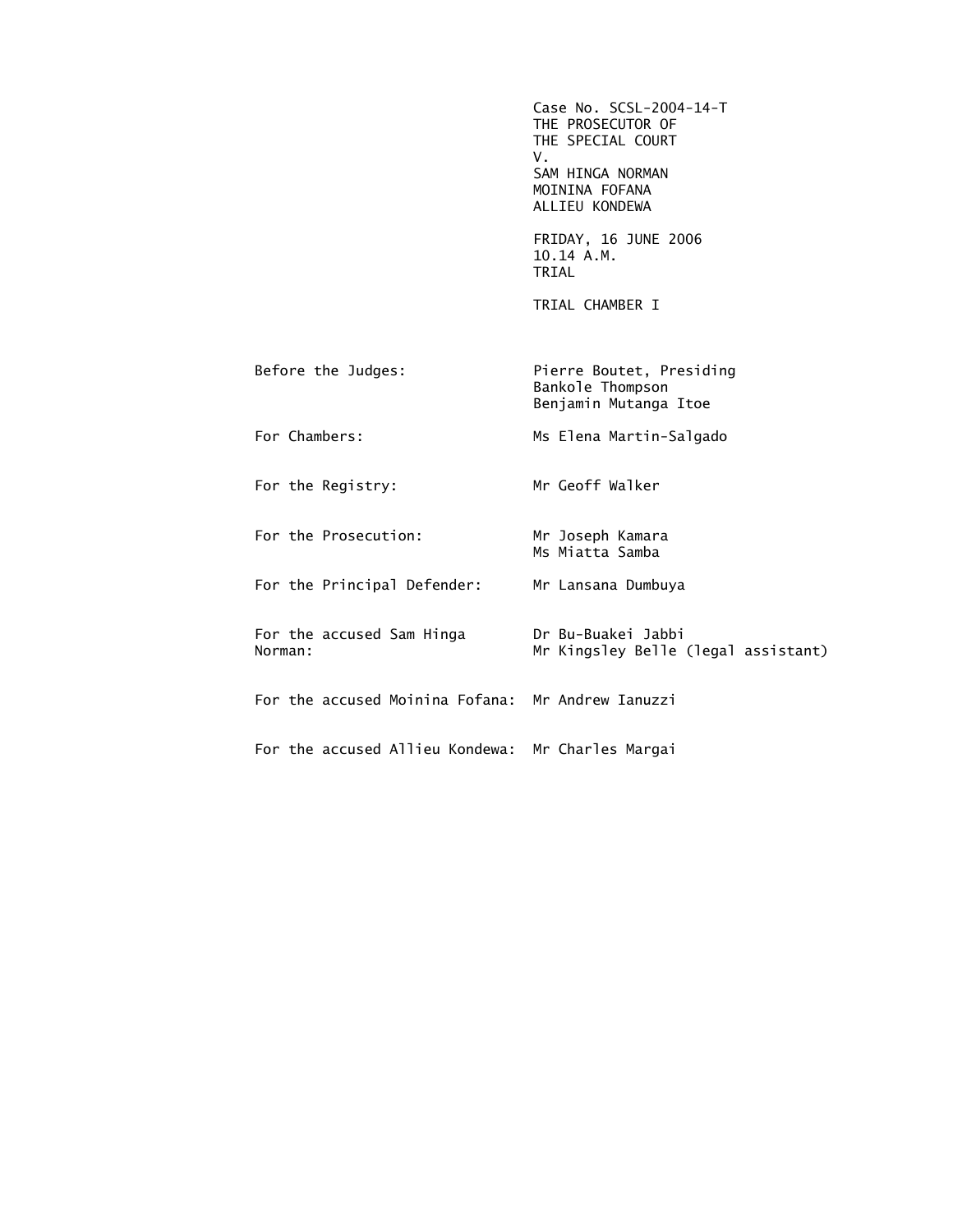Case No. SCSL-2004-14-T
THE PROSECUTOR OF
THE SPECIAL COURT
V.
SAM HINGA NORMAN
MOININA FOFANA
ALLIEU KONDEWA

FRIDAY, 16 JUNE 2006
10.14 A.M.
TRIAL

TRIAL CHAMBER I

| | |
|---|---|
| Before the Judges: | Pierre Boutet, Presiding<br>Bankole Thompson<br>Benjamin Mutanga Itoe |
| For Chambers: | Ms Elena Martin-Salgado |
| For the Registry: | Mr Geoff Walker |
| For the Prosecution: | Mr Joseph Kamara<br>Ms Miatta Samba |
| For the Principal Defender: | Mr Lansana Dumbuya |
| For the accused Sam Hinga Norman: | Dr Bu-Buakei Jabbi<br>Mr Kingsley Belle (legal assistant) |
| For the accused Moinina Fofana: | Mr Andrew Ianuzzi |
| For the accused Allieu Kondewa: | Mr Charles Margai |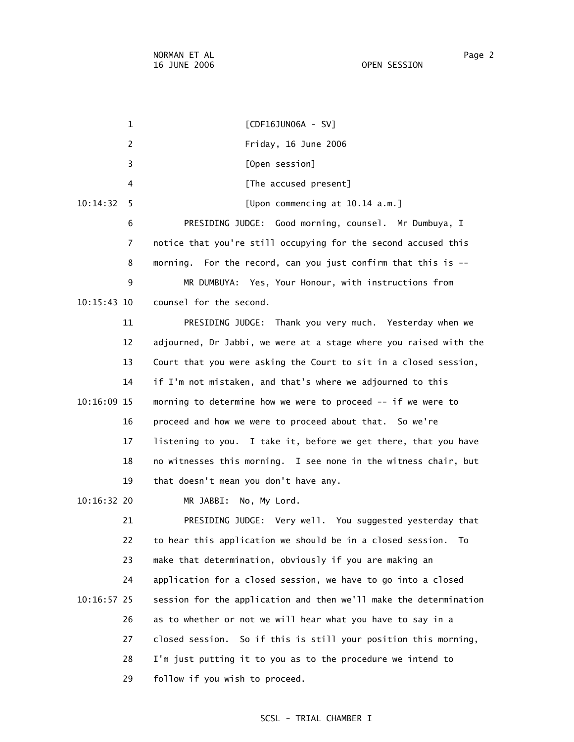[CDF16JUN06A - SV]

Friday, 16 June 2006

[Open session]

[The accused present]

[Upon commencing at 10.14 a.m.]

PRESIDING JUDGE: Good morning, counsel. Mr Dumbuya, I notice that you're still occupying for the second accused this morning. For the record, can you just confirm that this is --

MR DUMBUYA: Yes, Your Honour, with instructions from counsel for the second.

PRESIDING JUDGE: Thank you very much. Yesterday when we adjourned, Dr Jabbi, we were at a stage where you raised with the Court that you were asking the Court to sit in a closed session, if I'm not mistaken, and that's where we adjourned to this morning to determine how we were to proceed -- if we were to proceed and how we were to proceed about that. So we're listening to you. I take it, before we get there, that you have no witnesses this morning. I see none in the witness chair, but that doesn't mean you don't have any.

MR JABBI: No, My Lord.

PRESIDING JUDGE: Very well. You suggested yesterday that to hear this application we should be in a closed session. To make that determination, obviously if you are making an application for a closed session, we have to go into a closed session for the application and then we'll make the determination as to whether or not we will hear what you have to say in a closed session. So if this is still your position this morning, I'm just putting it to you as to the procedure we intend to follow if you wish to proceed.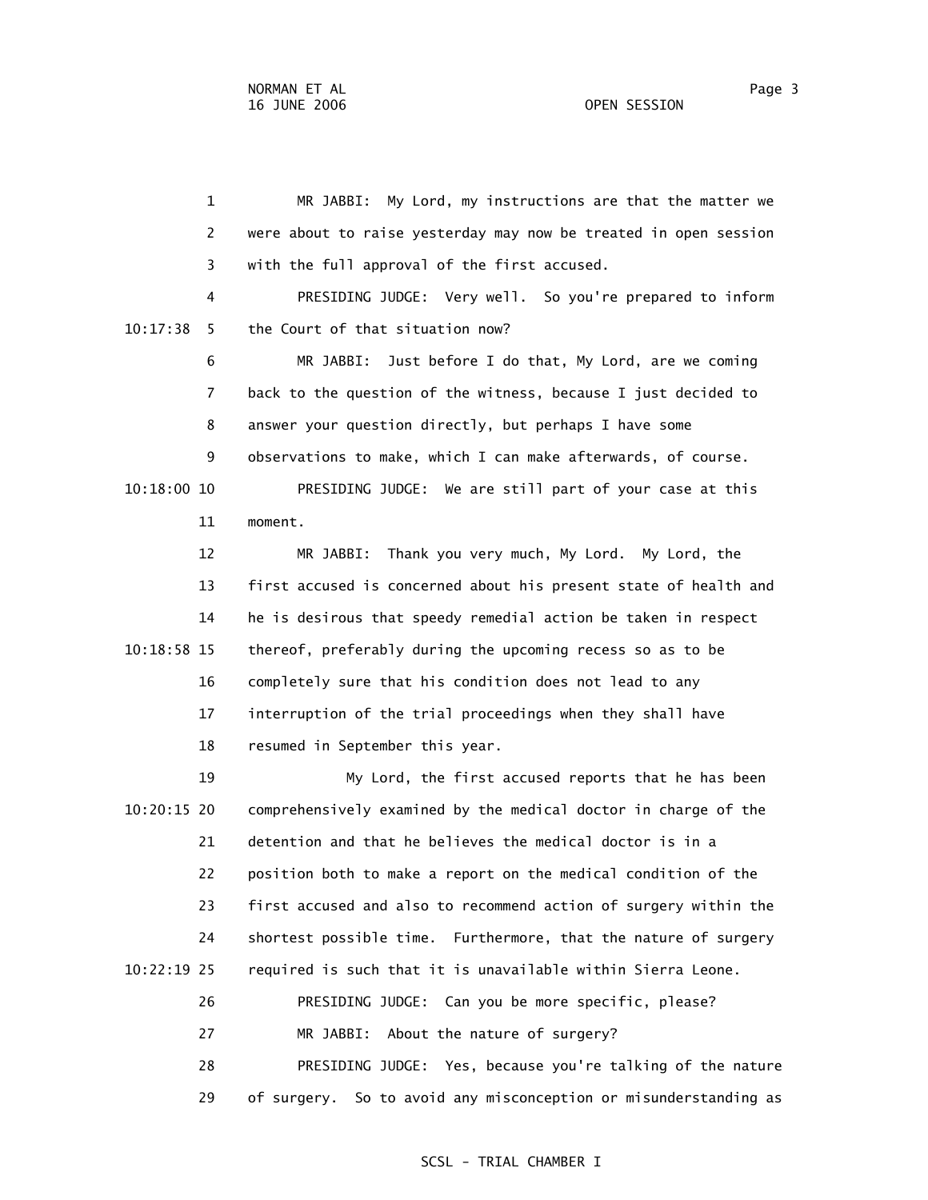MR JABBI: My Lord, my instructions are that the matter we were about to raise yesterday may now be treated in open session with the full approval of the first accused.

PRESIDING JUDGE: Very well. So you're prepared to inform the Court of that situation now?

MR JABBI: Just before I do that, My Lord, are we coming back to the question of the witness, because I just decided to answer your question directly, but perhaps I have some observations to make, which I can make afterwards, of course.

PRESIDING JUDGE: We are still part of your case at this moment.

MR JABBI: Thank you very much, My Lord. My Lord, the first accused is concerned about his present state of health and he is desirous that speedy remedial action be taken in respect thereof, preferably during the upcoming recess so as to be completely sure that his condition does not lead to any interruption of the trial proceedings when they shall have resumed in September this year.

My Lord, the first accused reports that he has been comprehensively examined by the medical doctor in charge of the detention and that he believes the medical doctor is in a position both to make a report on the medical condition of the first accused and also to recommend action of surgery within the shortest possible time. Furthermore, that the nature of surgery required is such that it is unavailable within Sierra Leone.

PRESIDING JUDGE: Can you be more specific, please?

MR JABBI: About the nature of surgery?

PRESIDING JUDGE: Yes, because you're talking of the nature of surgery. So to avoid any misconception or misunderstanding as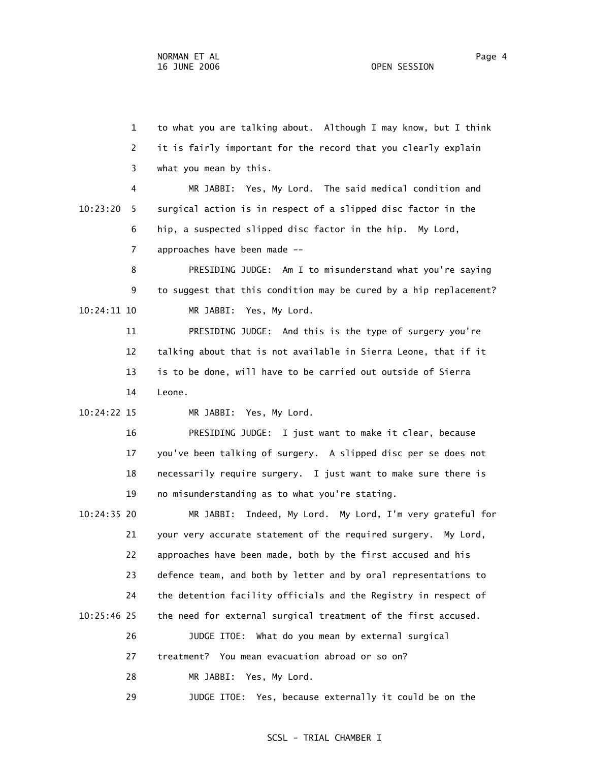to what you are talking about. Although I may know, but I think it is fairly important for the record that you clearly explain what you mean by this.

MR JABBI: Yes, My Lord. The said medical condition and surgical action is in respect of a slipped disc factor in the hip, a suspected slipped disc factor in the hip. My Lord, approaches have been made --

PRESIDING JUDGE: Am I to misunderstand what you're saying to suggest that this condition may be cured by a hip replacement?

MR JABBI: Yes, My Lord.

PRESIDING JUDGE: And this is the type of surgery you're talking about that is not available in Sierra Leone, that if it is to be done, will have to be carried out outside of Sierra Leone.

MR JABBI: Yes, My Lord.

PRESIDING JUDGE: I just want to make it clear, because you've been talking of surgery. A slipped disc per se does not necessarily require surgery. I just want to make sure there is no misunderstanding as to what you're stating.

MR JABBI: Indeed, My Lord. My Lord, I'm very grateful for your very accurate statement of the required surgery. My Lord, approaches have been made, both by the first accused and his defence team, and both by letter and by oral representations to the detention facility officials and the Registry in respect of the need for external surgical treatment of the first accused.

JUDGE ITOE: What do you mean by external surgical treatment? You mean evacuation abroad or so on?

MR JABBI: Yes, My Lord.

JUDGE ITOE: Yes, because externally it could be on the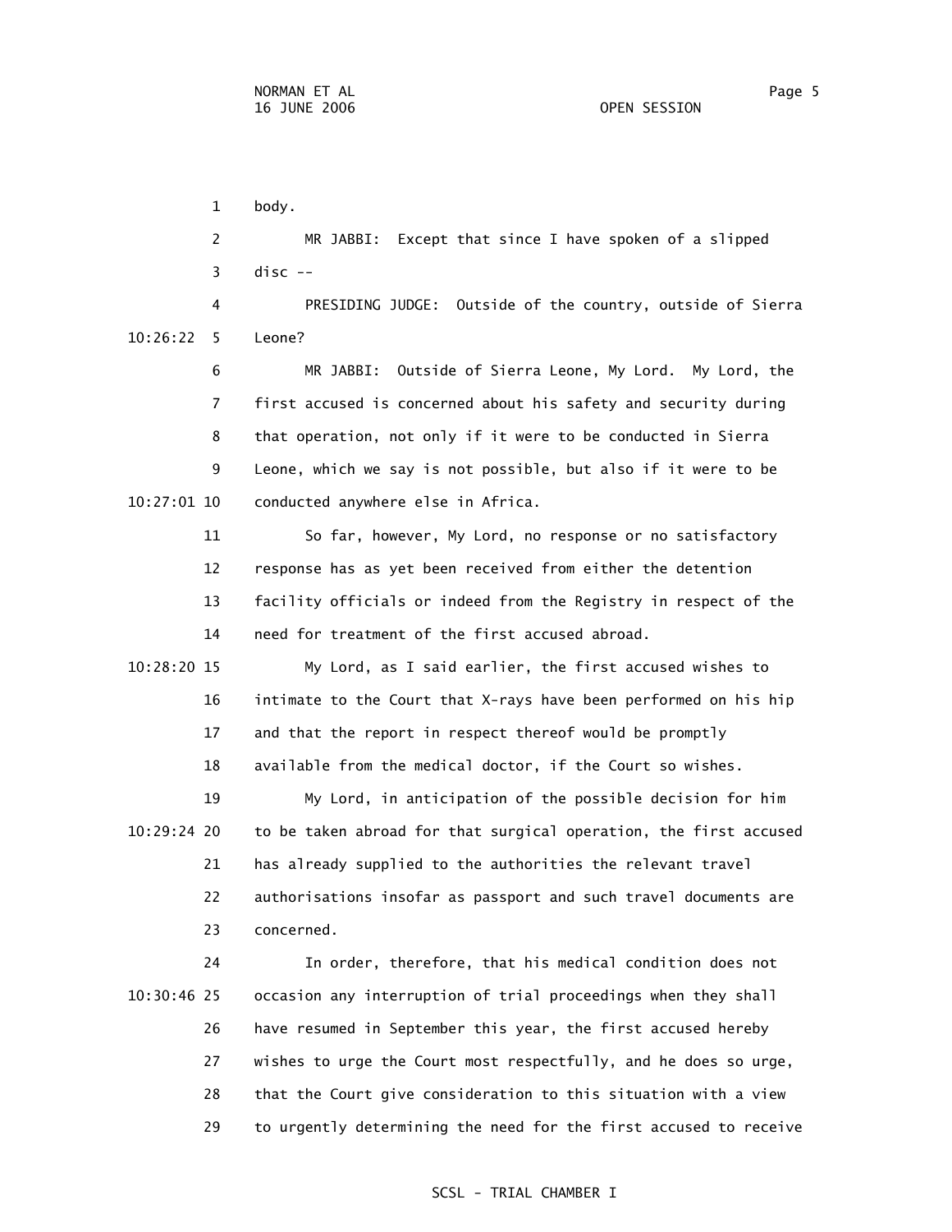body.

MR JABBI: Except that since I have spoken of a slipped disc --

PRESIDING JUDGE: Outside of the country, outside of Sierra Leone?

MR JABBI: Outside of Sierra Leone, My Lord. My Lord, the first accused is concerned about his safety and security during that operation, not only if it were to be conducted in Sierra Leone, which we say is not possible, but also if it were to be conducted anywhere else in Africa.

So far, however, My Lord, no response or no satisfactory response has as yet been received from either the detention facility officials or indeed from the Registry in respect of the need for treatment of the first accused abroad.

My Lord, as I said earlier, the first accused wishes to intimate to the Court that X-rays have been performed on his hip and that the report in respect thereof would be promptly available from the medical doctor, if the Court so wishes.

My Lord, in anticipation of the possible decision for him to be taken abroad for that surgical operation, the first accused has already supplied to the authorities the relevant travel authorisations insofar as passport and such travel documents are concerned.

In order, therefore, that his medical condition does not occasion any interruption of trial proceedings when they shall have resumed in September this year, the first accused hereby wishes to urge the Court most respectfully, and he does so urge, that the Court give consideration to this situation with a view to urgently determining the need for the first accused to receive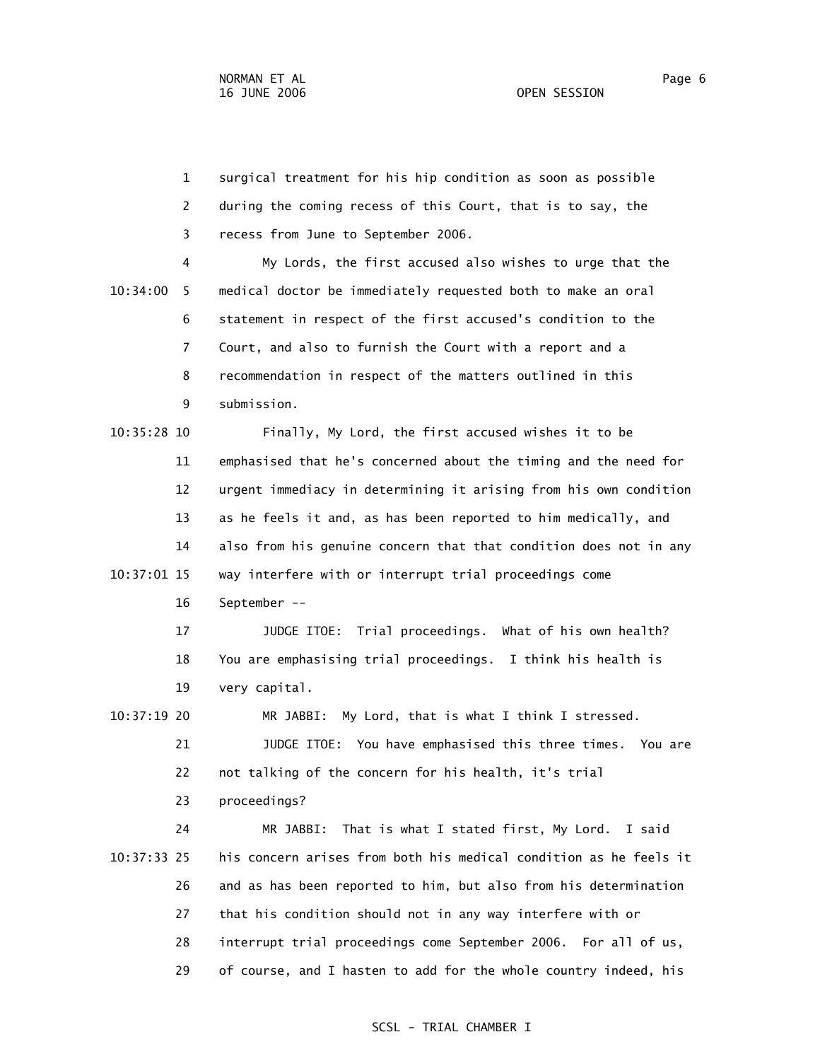surgical treatment for his hip condition as soon as possible during the coming recess of this Court, that is to say, the recess from June to September 2006.

My Lords, the first accused also wishes to urge that the medical doctor be immediately requested both to make an oral statement in respect of the first accused's condition to the Court, and also to furnish the Court with a report and a recommendation in respect of the matters outlined in this submission.

Finally, My Lord, the first accused wishes it to be emphasised that he's concerned about the timing and the need for urgent immediacy in determining it arising from his own condition as he feels it and, as has been reported to him medically, and also from his genuine concern that that condition does not in any way interfere with or interrupt trial proceedings come September --

JUDGE ITOE: Trial proceedings. What of his own health? You are emphasising trial proceedings. I think his health is very capital.

MR JABBI: My Lord, that is what I think I stressed.

JUDGE ITOE: You have emphasised this three times. You are not talking of the concern for his health, it's trial proceedings?

MR JABBI: That is what I stated first, My Lord. I said his concern arises from both his medical condition as he feels it and as has been reported to him, but also from his determination that his condition should not in any way interfere with or interrupt trial proceedings come September 2006. For all of us, of course, and I hasten to add for the whole country indeed, his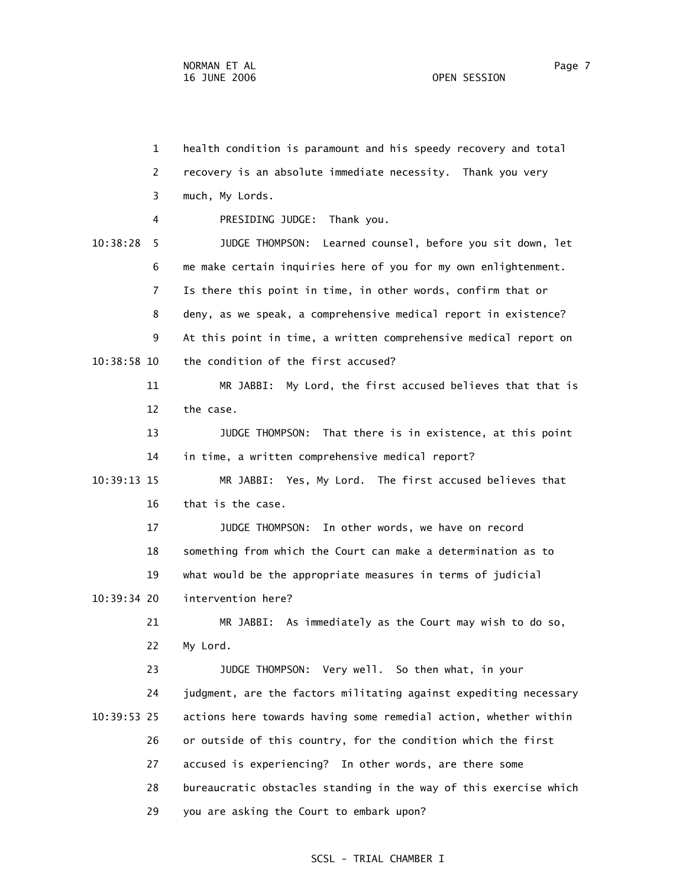health condition is paramount and his speedy recovery and total recovery is an absolute immediate necessity. Thank you very much, My Lords.

PRESIDING JUDGE: Thank you.

JUDGE THOMPSON: Learned counsel, before you sit down, let me make certain inquiries here of you for my own enlightenment. Is there this point in time, in other words, confirm that or deny, as we speak, a comprehensive medical report in existence? At this point in time, a written comprehensive medical report on the condition of the first accused?

MR JABBI: My Lord, the first accused believes that that is the case.

JUDGE THOMPSON: That there is in existence, at this point in time, a written comprehensive medical report?

MR JABBI: Yes, My Lord. The first accused believes that that is the case.

JUDGE THOMPSON: In other words, we have on record something from which the Court can make a determination as to what would be the appropriate measures in terms of judicial intervention here?

MR JABBI: As immediately as the Court may wish to do so, My Lord.

JUDGE THOMPSON: Very well. So then what, in your judgment, are the factors militating against expediting necessary actions here towards having some remedial action, whether within or outside of this country, for the condition which the first accused is experiencing? In other words, are there some bureaucratic obstacles standing in the way of this exercise which you are asking the Court to embark upon?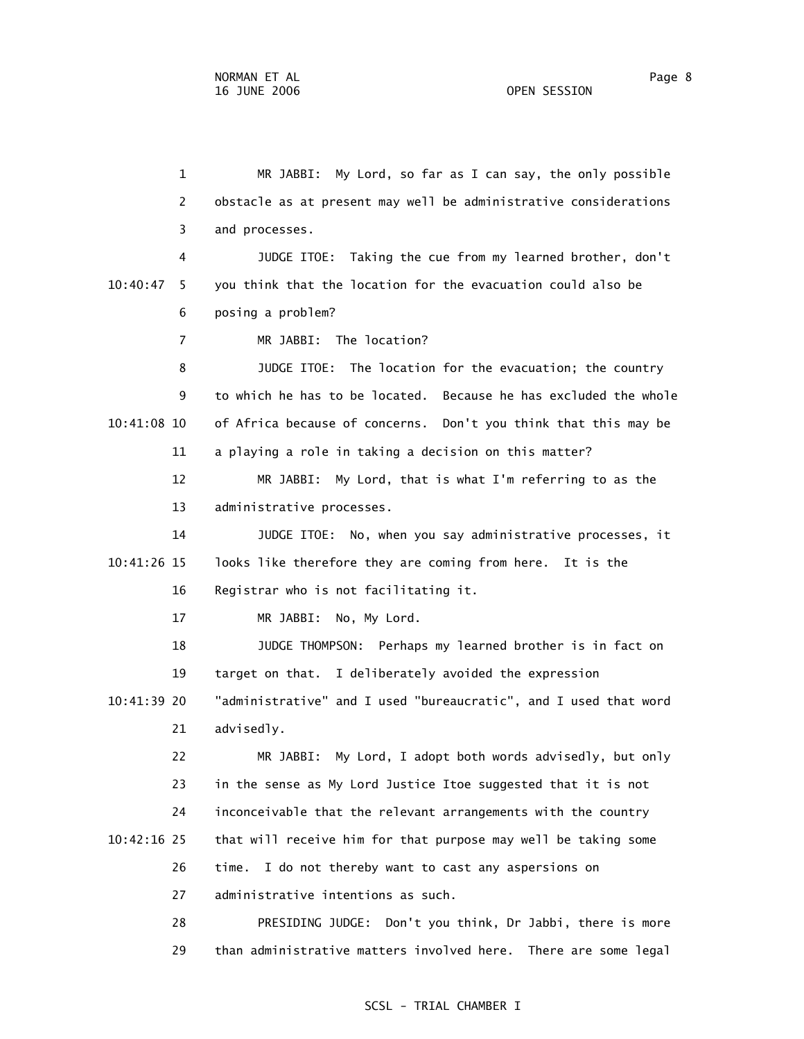1 MR JABBI: My Lord, so far as I can say, the only possible
2 obstacle as at present may well be administrative considerations
3 and processes.
4 JUDGE ITOE: Taking the cue from my learned brother, don't
10:40:47 5 you think that the location for the evacuation could also be
6 posing a problem?
7 MR JABBI: The location?
8 JUDGE ITOE: The location for the evacuation; the country
9 to which he has to be located. Because he has excluded the whole
10:41:08 10 of Africa because of concerns. Don't you think that this may be
11 a playing a role in taking a decision on this matter?
12 MR JABBI: My Lord, that is what I'm referring to as the
13 administrative processes.
14 JUDGE ITOE: No, when you say administrative processes, it
10:41:26 15 looks like therefore they are coming from here. It is the
16 Registrar who is not facilitating it.
17 MR JABBI: No, My Lord.
18 JUDGE THOMPSON: Perhaps my learned brother is in fact on
19 target on that. I deliberately avoided the expression
10:41:39 20 "administrative" and I used "bureaucratic", and I used that word
21 advisedly.
22 MR JABBI: My Lord, I adopt both words advisedly, but only
23 in the sense as My Lord Justice Itoe suggested that it is not
24 inconceivable that the relevant arrangements with the country
10:42:16 25 that will receive him for that purpose may well be taking some
26 time. I do not thereby want to cast any aspersions on
27 administrative intentions as such.
28 PRESIDING JUDGE: Don't you think, Dr Jabbi, there is more
29 than administrative matters involved here. There are some legal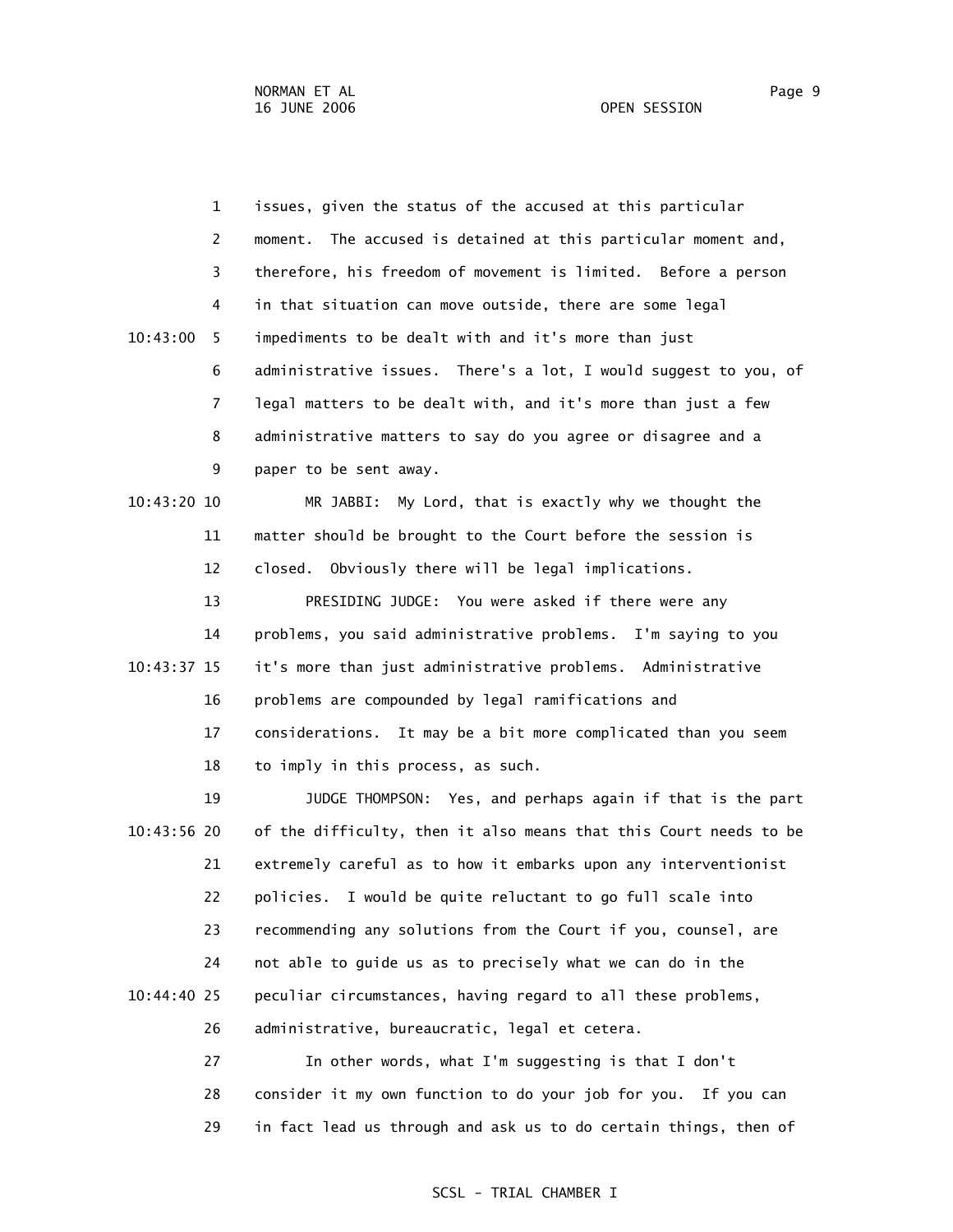issues, given the status of the accused at this particular moment. The accused is detained at this particular moment and, therefore, his freedom of movement is limited. Before a person in that situation can move outside, there are some legal impediments to be dealt with and it's more than just administrative issues. There's a lot, I would suggest to you, of legal matters to be dealt with, and it's more than just a few administrative matters to say do you agree or disagree and a paper to be sent away.

MR JABBI: My Lord, that is exactly why we thought the matter should be brought to the Court before the session is closed. Obviously there will be legal implications.

PRESIDING JUDGE: You were asked if there were any problems, you said administrative problems. I'm saying to you it's more than just administrative problems. Administrative problems are compounded by legal ramifications and considerations. It may be a bit more complicated than you seem to imply in this process, as such.

JUDGE THOMPSON: Yes, and perhaps again if that is the part of the difficulty, then it also means that this Court needs to be extremely careful as to how it embarks upon any interventionist policies. I would be quite reluctant to go full scale into recommending any solutions from the Court if you, counsel, are not able to guide us as to precisely what we can do in the peculiar circumstances, having regard to all these problems, administrative, bureaucratic, legal et cetera.

In other words, what I'm suggesting is that I don't consider it my own function to do your job for you. If you can in fact lead us through and ask us to do certain things, then of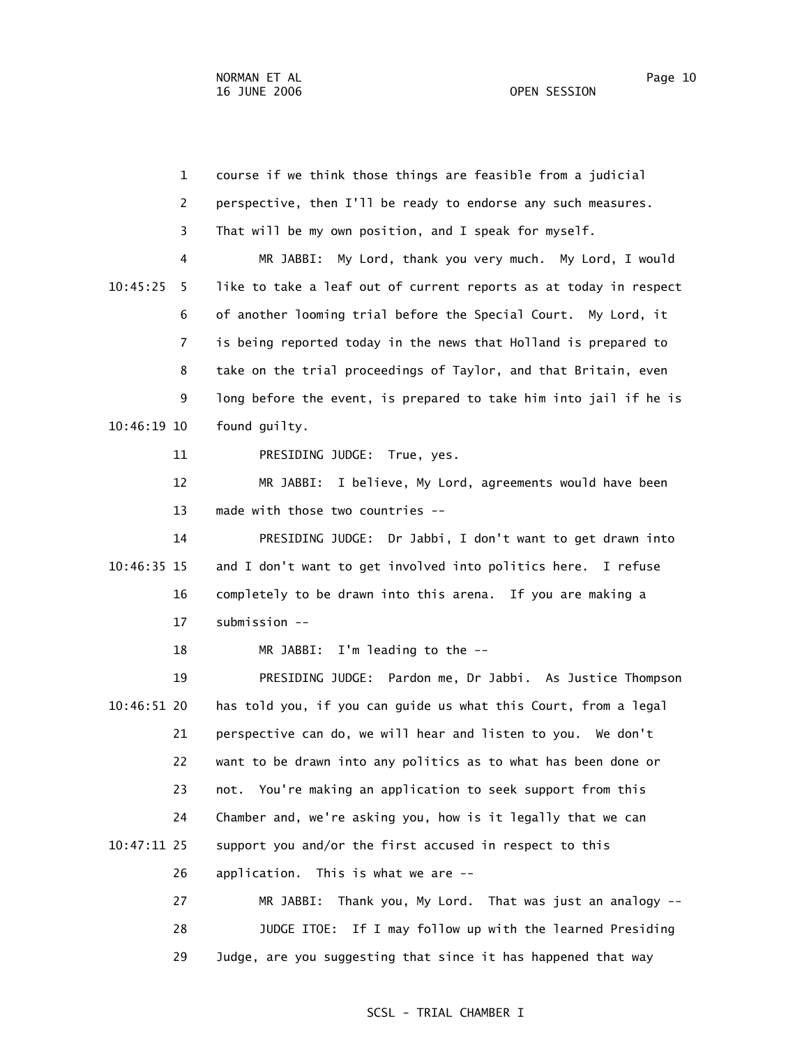course if we think those things are feasible from a judicial perspective, then I'll be ready to endorse any such measures. That will be my own position, and I speak for myself.

MR JABBI: My Lord, thank you very much. My Lord, I would like to take a leaf out of current reports as at today in respect of another looming trial before the Special Court. My Lord, it is being reported today in the news that Holland is prepared to take on the trial proceedings of Taylor, and that Britain, even long before the event, is prepared to take him into jail if he is found guilty.

PRESIDING JUDGE: True, yes.

MR JABBI: I believe, My Lord, agreements would have been made with those two countries --

PRESIDING JUDGE: Dr Jabbi, I don't want to get drawn into and I don't want to get involved into politics here. I refuse completely to be drawn into this arena. If you are making a submission --

MR JABBI: I'm leading to the --

PRESIDING JUDGE: Pardon me, Dr Jabbi. As Justice Thompson has told you, if you can guide us what this Court, from a legal perspective can do, we will hear and listen to you. We don't want to be drawn into any politics as to what has been done or not. You're making an application to seek support from this Chamber and, we're asking you, how is it legally that we can support you and/or the first accused in respect to this application. This is what we are --

MR JABBI: Thank you, My Lord. That was just an analogy --

JUDGE ITOE: If I may follow up with the learned Presiding Judge, are you suggesting that since it has happened that way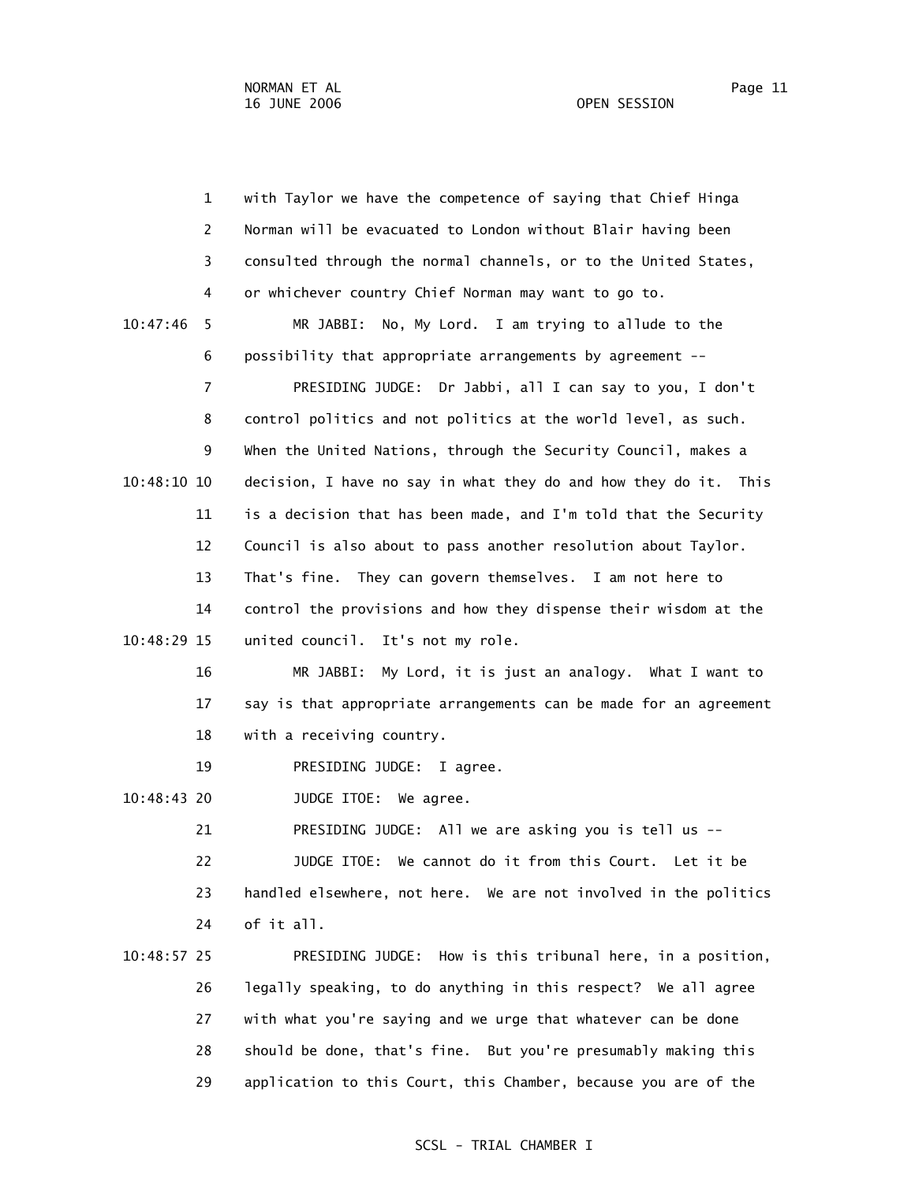with Taylor we have the competence of saying that Chief Hinga Norman will be evacuated to London without Blair having been consulted through the normal channels, or to the United States, or whichever country Chief Norman may want to go to.

MR JABBI: No, My Lord. I am trying to allude to the possibility that appropriate arrangements by agreement --

PRESIDING JUDGE: Dr Jabbi, all I can say to you, I don't control politics and not politics at the world level, as such. When the United Nations, through the Security Council, makes a decision, I have no say in what they do and how they do it. This is a decision that has been made, and I'm told that the Security Council is also about to pass another resolution about Taylor. That's fine. They can govern themselves. I am not here to control the provisions and how they dispense their wisdom at the united council. It's not my role.

MR JABBI: My Lord, it is just an analogy. What I want to say is that appropriate arrangements can be made for an agreement with a receiving country.

PRESIDING JUDGE: I agree.

JUDGE ITOE: We agree.

PRESIDING JUDGE: All we are asking you is tell us --

JUDGE ITOE: We cannot do it from this Court. Let it be handled elsewhere, not here. We are not involved in the politics of it all.

PRESIDING JUDGE: How is this tribunal here, in a position, legally speaking, to do anything in this respect? We all agree with what you're saying and we urge that whatever can be done should be done, that's fine. But you're presumably making this application to this Court, this Chamber, because you are of the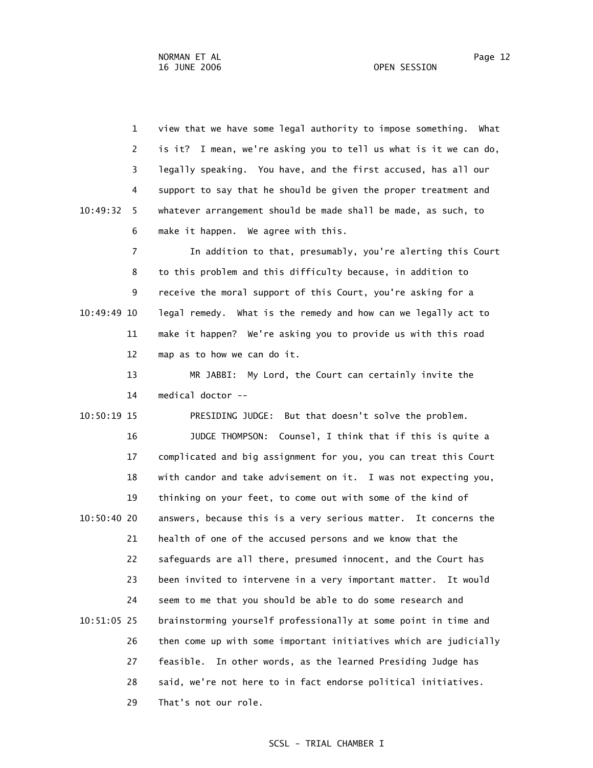view that we have some legal authority to impose something. What is it? I mean, we're asking you to tell us what is it we can do, legally speaking. You have, and the first accused, has all our support to say that he should be given the proper treatment and whatever arrangement should be made shall be made, as such, to make it happen. We agree with this.

In addition to that, presumably, you're alerting this Court to this problem and this difficulty because, in addition to receive the moral support of this Court, you're asking for a legal remedy. What is the remedy and how can we legally act to make it happen? We're asking you to provide us with this road map as to how we can do it.

MR JABBI: My Lord, the Court can certainly invite the medical doctor --

PRESIDING JUDGE: But that doesn't solve the problem.

JUDGE THOMPSON: Counsel, I think that if this is quite a complicated and big assignment for you, you can treat this Court with candor and take advisement on it. I was not expecting you, thinking on your feet, to come out with some of the kind of answers, because this is a very serious matter. It concerns the health of one of the accused persons and we know that the safeguards are all there, presumed innocent, and the Court has been invited to intervene in a very important matter. It would seem to me that you should be able to do some research and brainstorming yourself professionally at some point in time and then come up with some important initiatives which are judicially feasible. In other words, as the learned Presiding Judge has said, we're not here to in fact endorse political initiatives. That's not our role.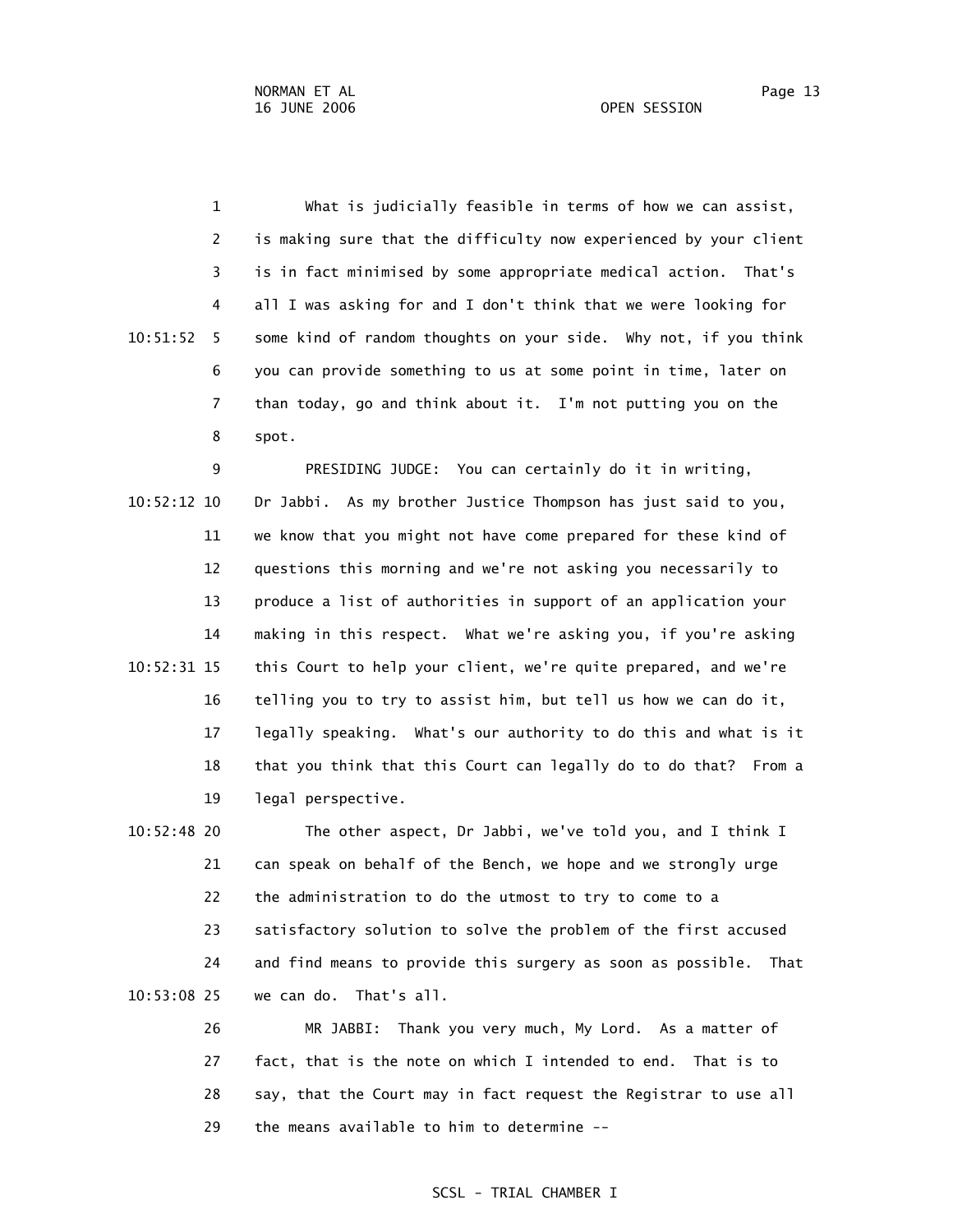What is judicially feasible in terms of how we can assist, is making sure that the difficulty now experienced by your client is in fact minimised by some appropriate medical action. That's all I was asking for and I don't think that we were looking for some kind of random thoughts on your side. Why not, if you think you can provide something to us at some point in time, later on than today, go and think about it. I'm not putting you on the spot.

PRESIDING JUDGE: You can certainly do it in writing, Dr Jabbi. As my brother Justice Thompson has just said to you, we know that you might not have come prepared for these kind of questions this morning and we're not asking you necessarily to produce a list of authorities in support of an application your making in this respect. What we're asking you, if you're asking this Court to help your client, we're quite prepared, and we're telling you to try to assist him, but tell us how we can do it, legally speaking. What's our authority to do this and what is it that you think that this Court can legally do to do that? From a legal perspective.

The other aspect, Dr Jabbi, we've told you, and I think I can speak on behalf of the Bench, we hope and we strongly urge the administration to do the utmost to try to come to a satisfactory solution to solve the problem of the first accused and find means to provide this surgery as soon as possible. That we can do. That's all.

MR JABBI: Thank you very much, My Lord. As a matter of fact, that is the note on which I intended to end. That is to say, that the Court may in fact request the Registrar to use all the means available to him to determine --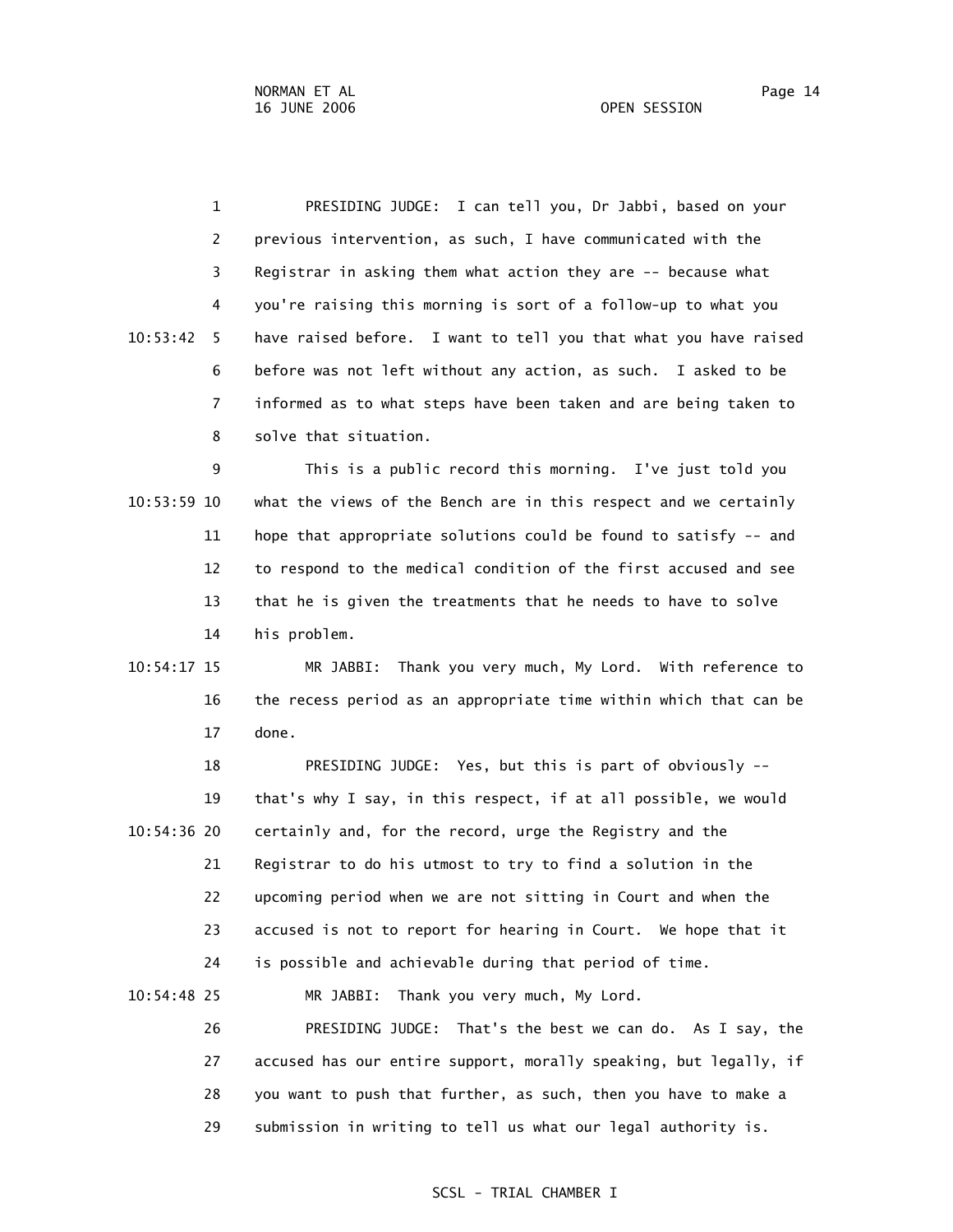PRESIDING JUDGE: I can tell you, Dr Jabbi, based on your previous intervention, as such, I have communicated with the Registrar in asking them what action they are -- because what you're raising this morning is sort of a follow-up to what you have raised before. I want to tell you that what you have raised before was not left without any action, as such. I asked to be informed as to what steps have been taken and are being taken to solve that situation.

This is a public record this morning. I've just told you what the views of the Bench are in this respect and we certainly hope that appropriate solutions could be found to satisfy -- and to respond to the medical condition of the first accused and see that he is given the treatments that he needs to have to solve his problem.

MR JABBI: Thank you very much, My Lord. With reference to the recess period as an appropriate time within which that can be done.

PRESIDING JUDGE: Yes, but this is part of obviously -- that's why I say, in this respect, if at all possible, we would certainly and, for the record, urge the Registry and the Registrar to do his utmost to try to find a solution in the upcoming period when we are not sitting in Court and when the accused is not to report for hearing in Court. We hope that it is possible and achievable during that period of time.

MR JABBI: Thank you very much, My Lord.

PRESIDING JUDGE: That's the best we can do. As I say, the accused has our entire support, morally speaking, but legally, if you want to push that further, as such, then you have to make a submission in writing to tell us what our legal authority is.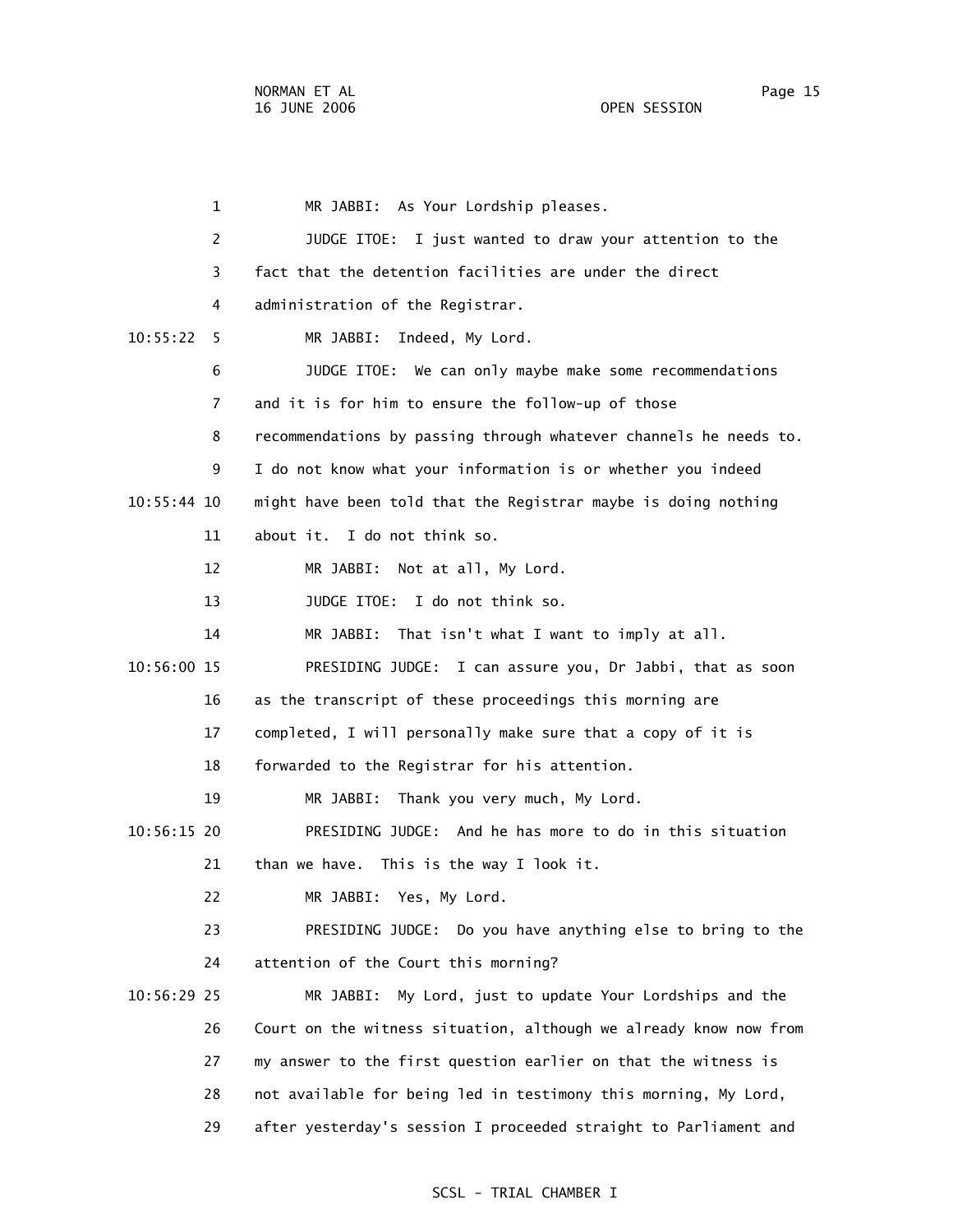MR JABBI: As Your Lordship pleases.

JUDGE ITOE: I just wanted to draw your attention to the fact that the detention facilities are under the direct administration of the Registrar.

MR JABBI: Indeed, My Lord.

JUDGE ITOE: We can only maybe make some recommendations and it is for him to ensure the follow-up of those recommendations by passing through whatever channels he needs to. I do not know what your information is or whether you indeed might have been told that the Registrar maybe is doing nothing about it. I do not think so.

MR JABBI: Not at all, My Lord.

JUDGE ITOE: I do not think so.

MR JABBI: That isn't what I want to imply at all.

PRESIDING JUDGE: I can assure you, Dr Jabbi, that as soon as the transcript of these proceedings this morning are completed, I will personally make sure that a copy of it is forwarded to the Registrar for his attention.

MR JABBI: Thank you very much, My Lord.

PRESIDING JUDGE: And he has more to do in this situation than we have. This is the way I look it.

MR JABBI: Yes, My Lord.

PRESIDING JUDGE: Do you have anything else to bring to the attention of the Court this morning?

MR JABBI: My Lord, just to update Your Lordships and the Court on the witness situation, although we already know now from my answer to the first question earlier on that the witness is not available for being led in testimony this morning, My Lord, after yesterday's session I proceeded straight to Parliament and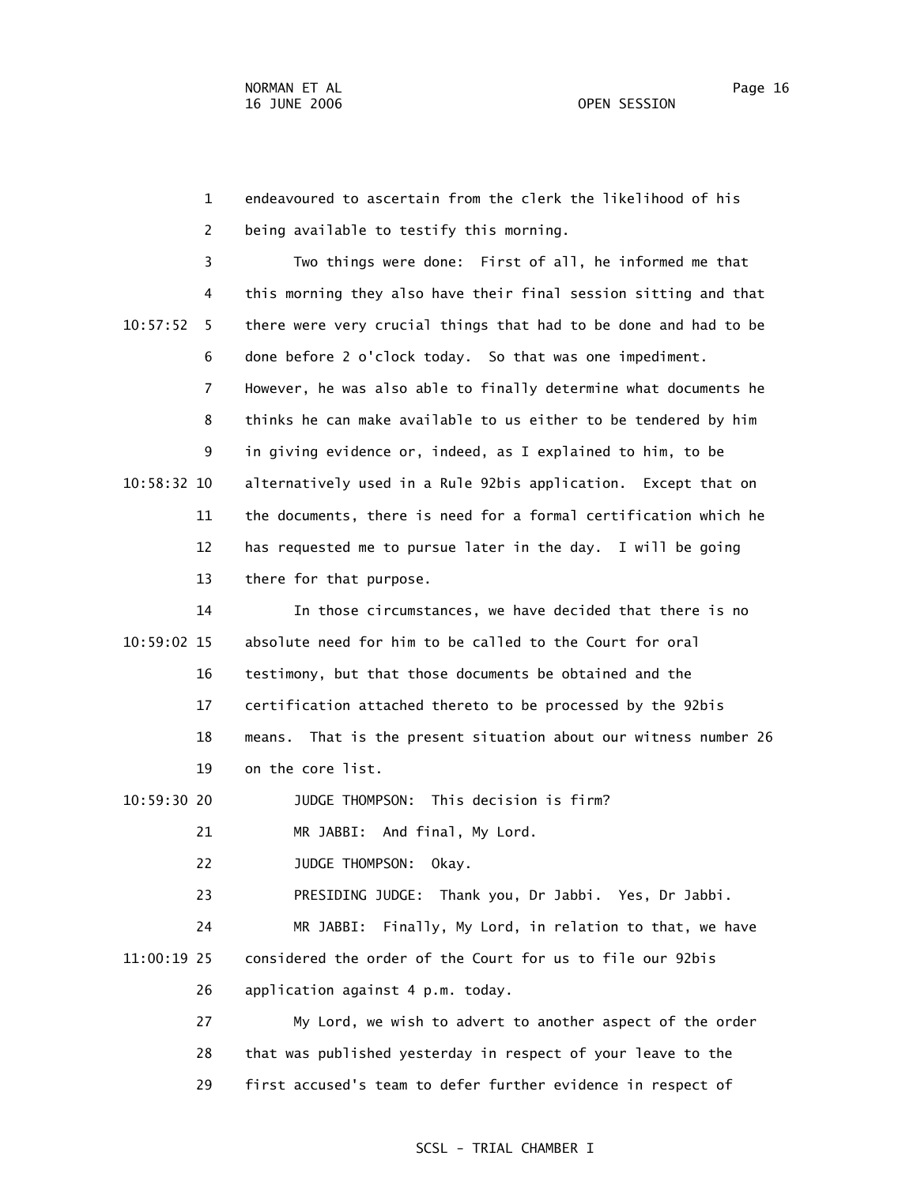endeavoured to ascertain from the clerk the likelihood of his being available to testify this morning.

Two things were done: First of all, he informed me that this morning they also have their final session sitting and that there were very crucial things that had to be done and had to be done before 2 o'clock today. So that was one impediment. However, he was also able to finally determine what documents he thinks he can make available to us either to be tendered by him in giving evidence or, indeed, as I explained to him, to be alternatively used in a Rule 92bis application. Except that on the documents, there is need for a formal certification which he has requested me to pursue later in the day. I will be going there for that purpose.

In those circumstances, we have decided that there is no absolute need for him to be called to the Court for oral testimony, but that those documents be obtained and the certification attached thereto to be processed by the 92bis means. That is the present situation about our witness number 26 on the core list.

JUDGE THOMPSON: This decision is firm?

MR JABBI: And final, My Lord.

JUDGE THOMPSON: Okay.

PRESIDING JUDGE: Thank you, Dr Jabbi. Yes, Dr Jabbi.

MR JABBI: Finally, My Lord, in relation to that, we have considered the order of the Court for us to file our 92bis application against 4 p.m. today.

My Lord, we wish to advert to another aspect of the order that was published yesterday in respect of your leave to the first accused's team to defer further evidence in respect of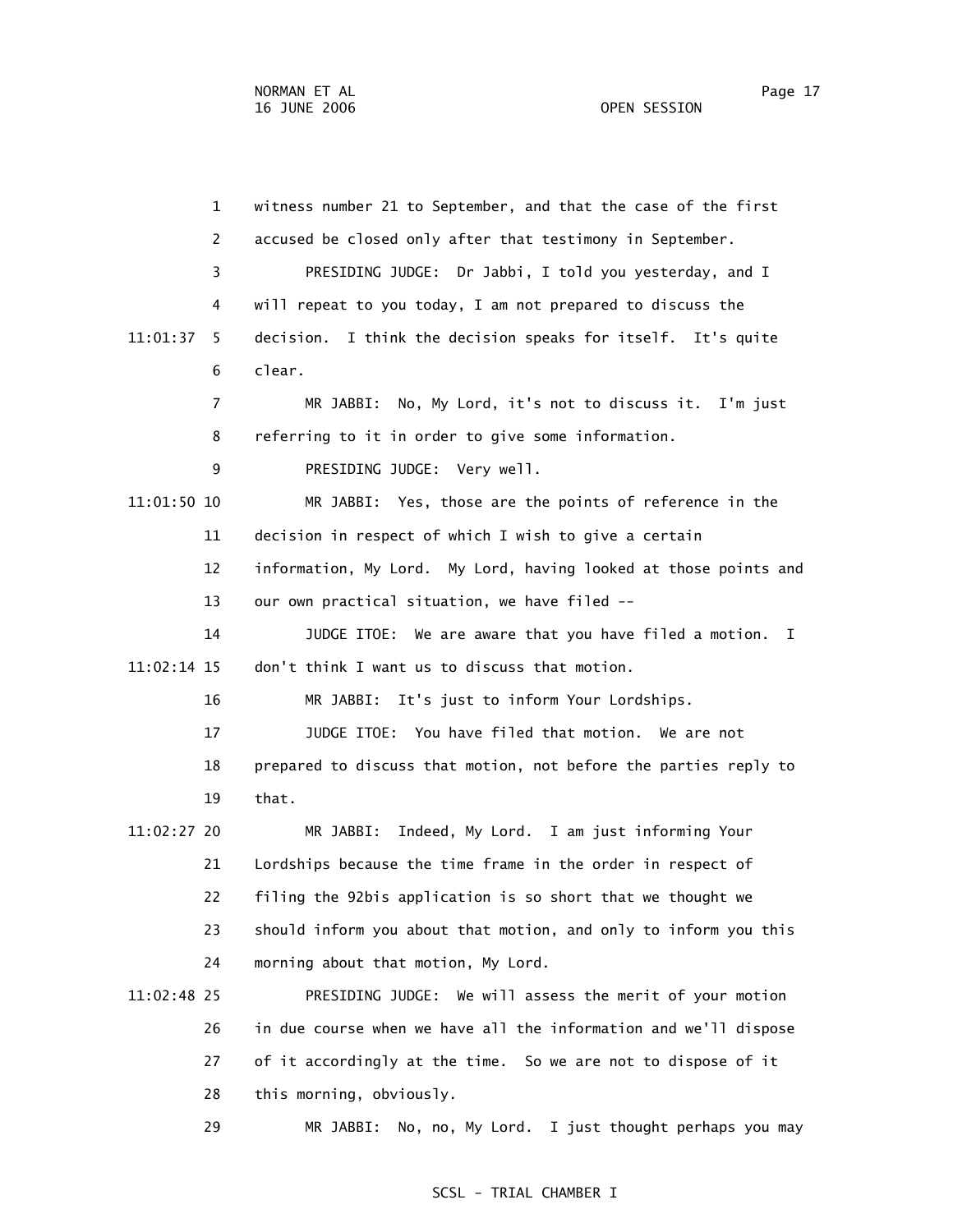1 witness number 21 to September, and that the case of the first
2 accused be closed only after that testimony in September.
3 PRESIDING JUDGE: Dr Jabbi, I told you yesterday, and I
4 will repeat to you today, I am not prepared to discuss the
11:01:37 5 decision. I think the decision speaks for itself. It's quite
6 clear.
7 MR JABBI: No, My Lord, it's not to discuss it. I'm just
8 referring to it in order to give some information.
9 PRESIDING JUDGE: Very well.
11:01:50 10 MR JABBI: Yes, those are the points of reference in the
11 decision in respect of which I wish to give a certain
12 information, My Lord. My Lord, having looked at those points and
13 our own practical situation, we have filed --
14 JUDGE ITOE: We are aware that you have filed a motion. I
11:02:14 15 don't think I want us to discuss that motion.
16 MR JABBI: It's just to inform Your Lordships.
17 JUDGE ITOE: You have filed that motion. We are not
18 prepared to discuss that motion, not before the parties reply to
19 that.
11:02:27 20 MR JABBI: Indeed, My Lord. I am just informing Your
21 Lordships because the time frame in the order in respect of
22 filing the 92bis application is so short that we thought we
23 should inform you about that motion, and only to inform you this
24 morning about that motion, My Lord.
11:02:48 25 PRESIDING JUDGE: We will assess the merit of your motion
26 in due course when we have all the information and we'll dispose
27 of it accordingly at the time. So we are not to dispose of it
28 this morning, obviously.
29 MR JABBI: No, no, My Lord. I just thought perhaps you may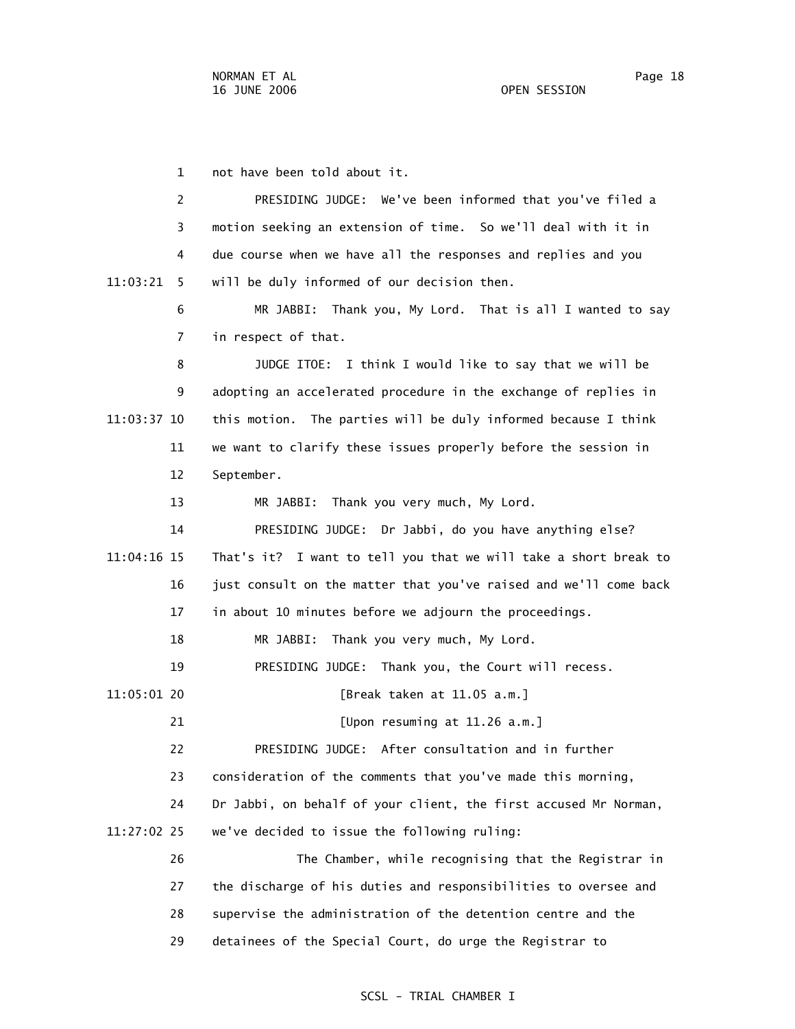not have been told about it.

PRESIDING JUDGE: We've been informed that you've filed a motion seeking an extension of time. So we'll deal with it in due course when we have all the responses and replies and you will be duly informed of our decision then.

MR JABBI: Thank you, My Lord. That is all I wanted to say in respect of that.

JUDGE ITOE: I think I would like to say that we will be adopting an accelerated procedure in the exchange of replies in this motion. The parties will be duly informed because I think we want to clarify these issues properly before the session in September.

MR JABBI: Thank you very much, My Lord.

PRESIDING JUDGE: Dr Jabbi, do you have anything else? That's it? I want to tell you that we will take a short break to just consult on the matter that you've raised and we'll come back in about 10 minutes before we adjourn the proceedings.

MR JABBI: Thank you very much, My Lord.

PRESIDING JUDGE: Thank you, the Court will recess.

[Break taken at 11.05 a.m.]

[Upon resuming at 11.26 a.m.]

PRESIDING JUDGE: After consultation and in further consideration of the comments that you've made this morning, Dr Jabbi, on behalf of your client, the first accused Mr Norman, we've decided to issue the following ruling:

The Chamber, while recognising that the Registrar in the discharge of his duties and responsibilities to oversee and supervise the administration of the detention centre and the detainees of the Special Court, do urge the Registrar to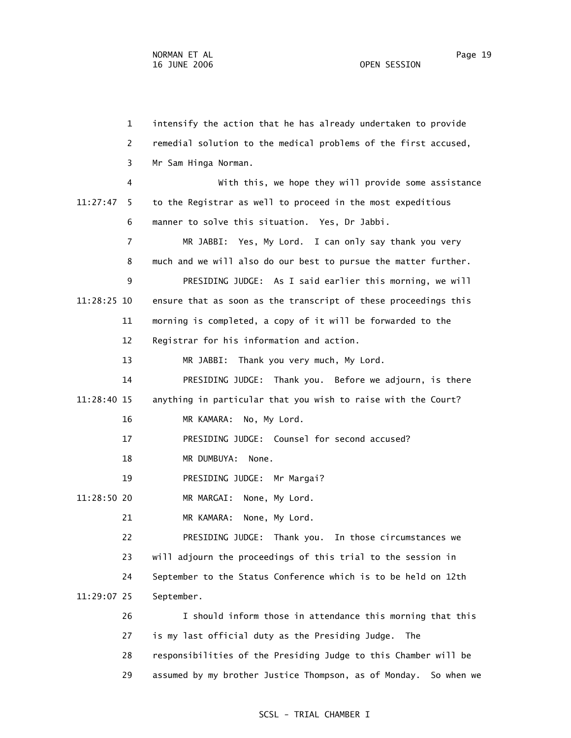intensify the action that he has already undertaken to provide remedial solution to the medical problems of the first accused, Mr Sam Hinga Norman.

With this, we hope they will provide some assistance to the Registrar as well to proceed in the most expeditious manner to solve this situation. Yes, Dr Jabbi.

MR JABBI: Yes, My Lord. I can only say thank you very much and we will also do our best to pursue the matter further.

PRESIDING JUDGE: As I said earlier this morning, we will ensure that as soon as the transcript of these proceedings this morning is completed, a copy of it will be forwarded to the Registrar for his information and action.

MR JABBI: Thank you very much, My Lord.

PRESIDING JUDGE: Thank you. Before we adjourn, is there anything in particular that you wish to raise with the Court?

MR KAMARA: No, My Lord.

PRESIDING JUDGE: Counsel for second accused?

MR DUMBUYA: None.

PRESIDING JUDGE: Mr Margai?

MR MARGAI: None, My Lord.

MR KAMARA: None, My Lord.

PRESIDING JUDGE: Thank you. In those circumstances we will adjourn the proceedings of this trial to the session in September to the Status Conference which is to be held on 12th September.

I should inform those in attendance this morning that this is my last official duty as the Presiding Judge. The responsibilities of the Presiding Judge to this Chamber will be assumed by my brother Justice Thompson, as of Monday. So when we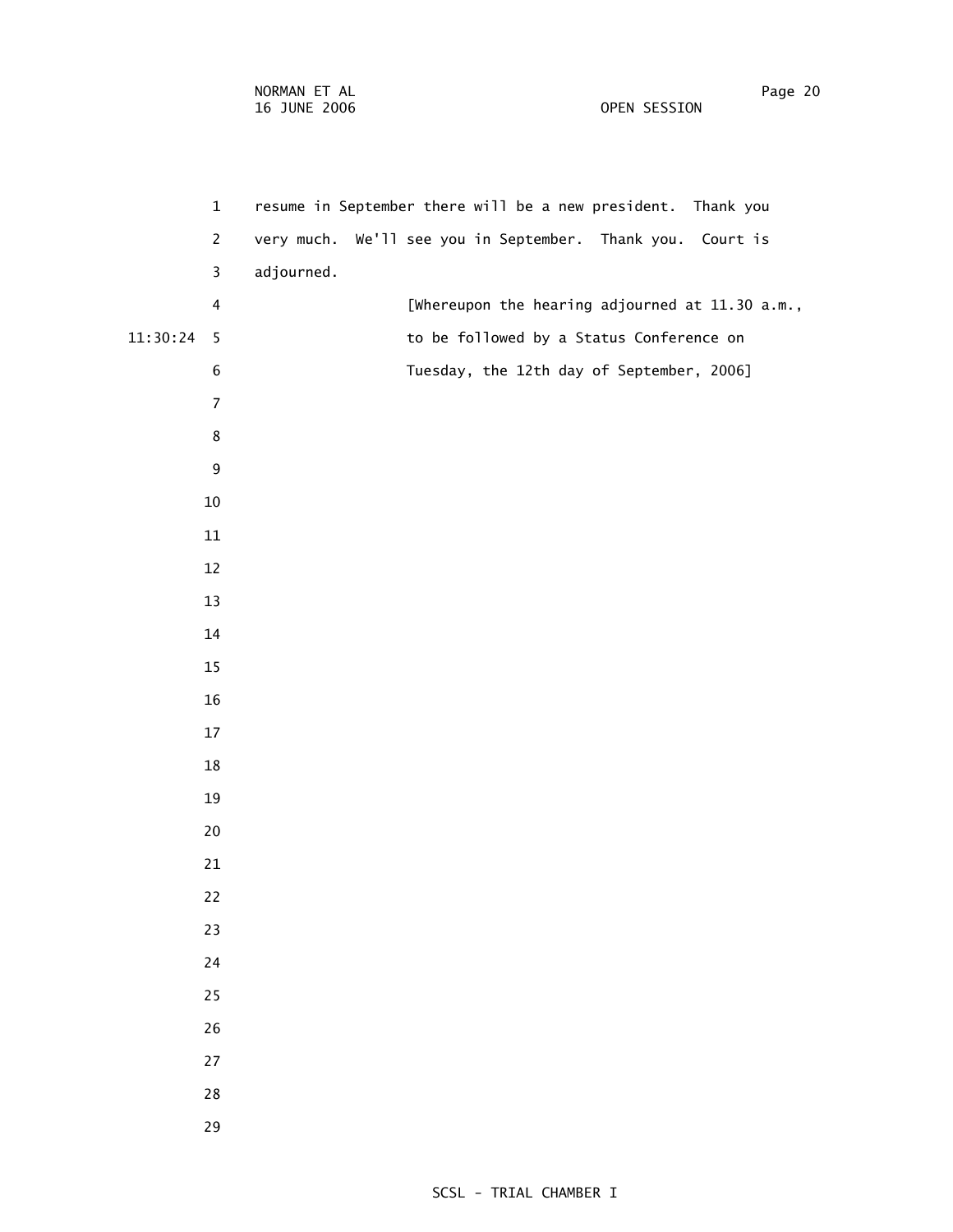resume in September there will be a new president. Thank you very much. We'll see you in September. Thank you. Court is adjourned.

[Whereupon the hearing adjourned at 11.30 a.m., to be followed by a Status Conference on Tuesday, the 12th day of September, 2006]